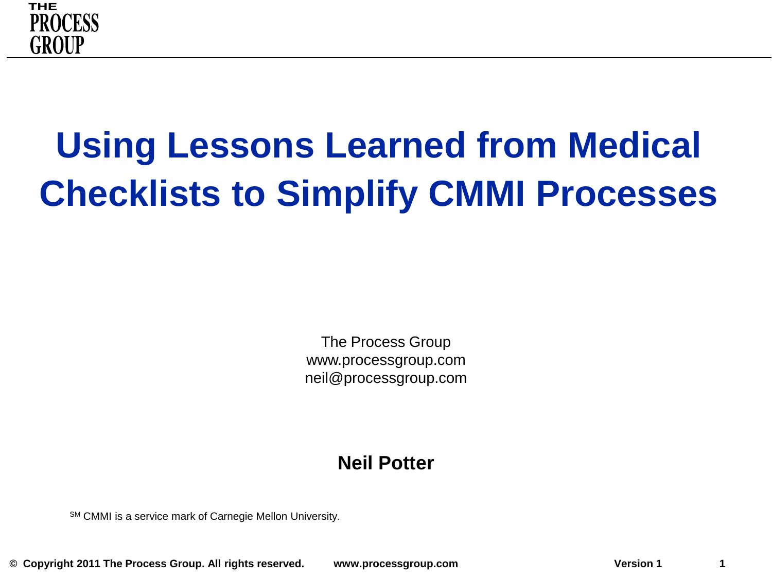# Using Lessons Learned from Medical Checklists to Simplify CMMI Processes

The Process Group
www.processgroup.com
neil@processgroup.com

**Neil Potter**

SM CMMI is a service mark of Carnegie Mellon University.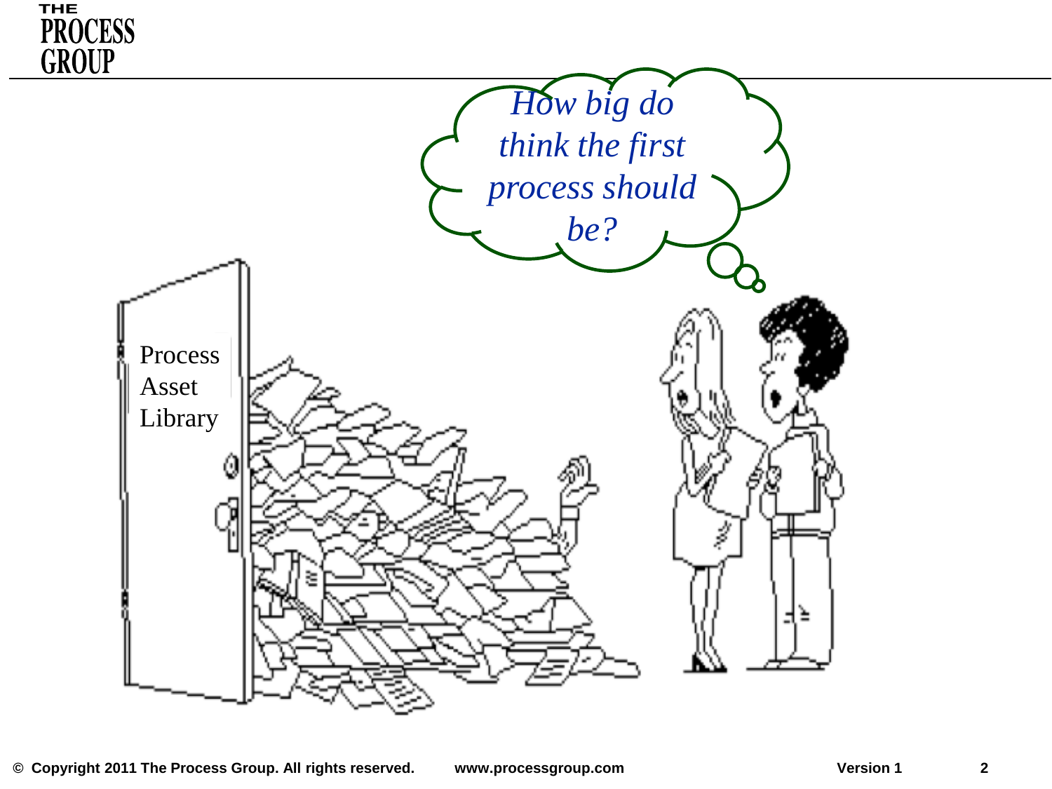Process Asset Library

*How big do think the first process should be?*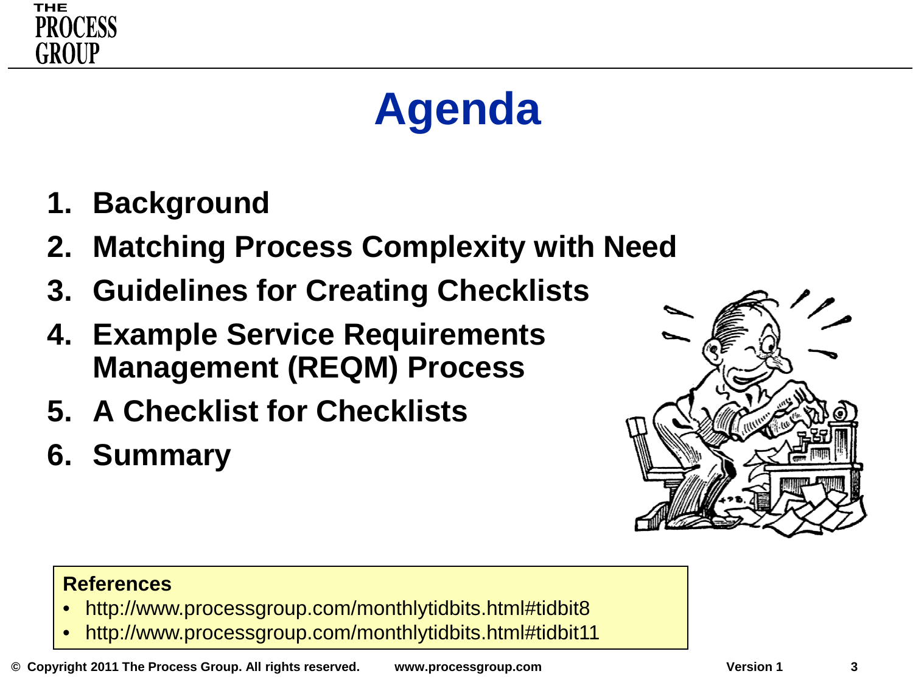# Agenda

1. **Background**
2. **Matching Process Complexity with Need**
3. **Guidelines for Creating Checklists**
4. **Example Service Requirements Management (REQM) Process**
5. **A Checklist for Checklists**
6. **Summary**

**References**

- http://www.processgroup.com/monthlytidbits.html#tidbit8
- http://www.processgroup.com/monthlytidbits.html#tidbit11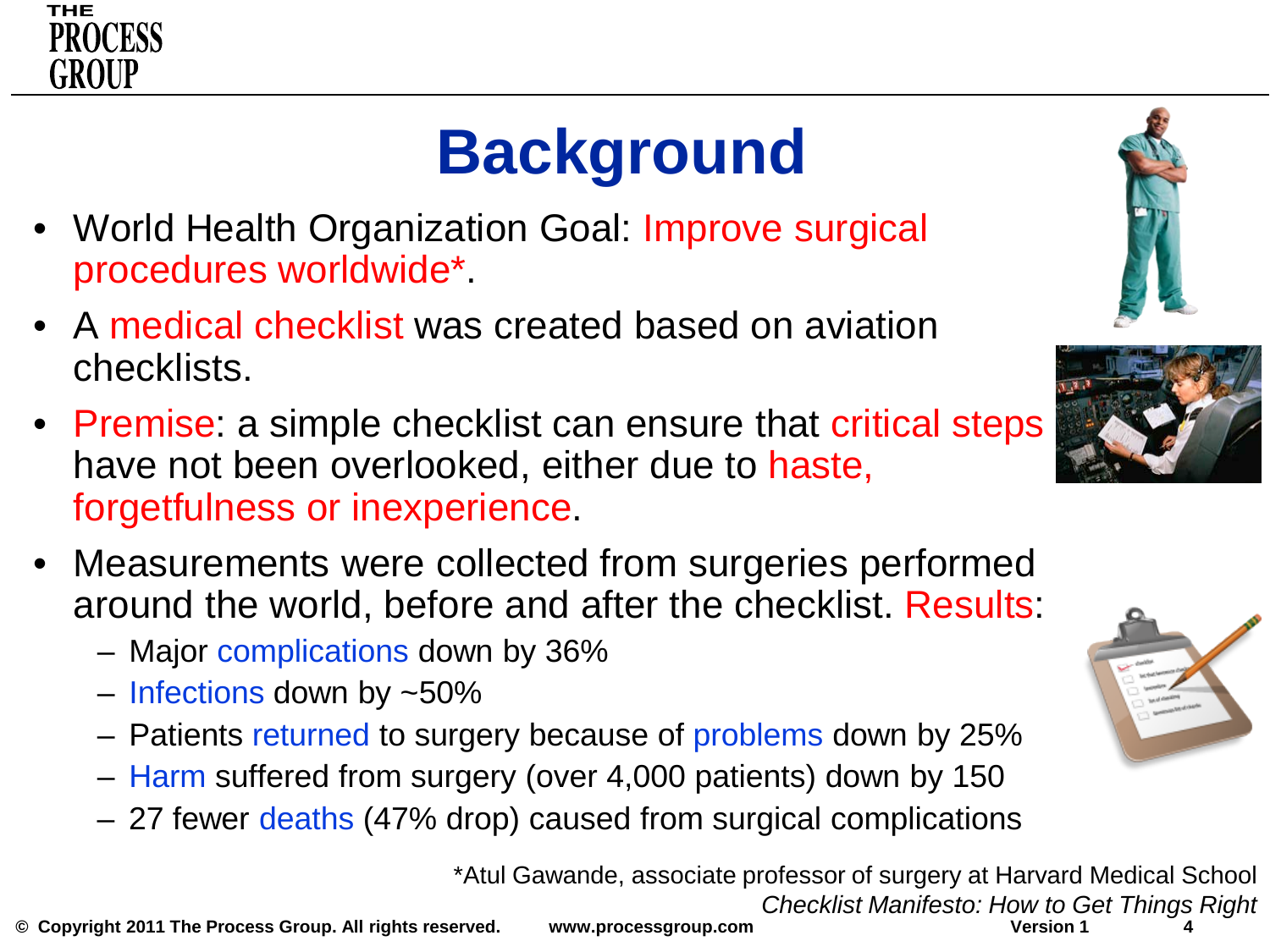# Background

- World Health Organization Goal: Improve surgical procedures worldwide*.
- A medical checklist was created based on aviation checklists.
- Premise: a simple checklist can ensure that critical steps have not been overlooked, either due to haste, forgetfulness or inexperience.
- Measurements were collected from surgeries performed around the world, before and after the checklist. Results:
  - Major complications down by 36%
  - Infections down by ~50%
  - Patients returned to surgery because of problems down by 25%
  - Harm suffered from surgery (over 4,000 patients) down by 150
  - 27 fewer deaths (47% drop) caused from surgical complications

*Atul Gawande, associate professor of surgery at Harvard Medical School
*Checklist Manifesto: How to Get Things Right*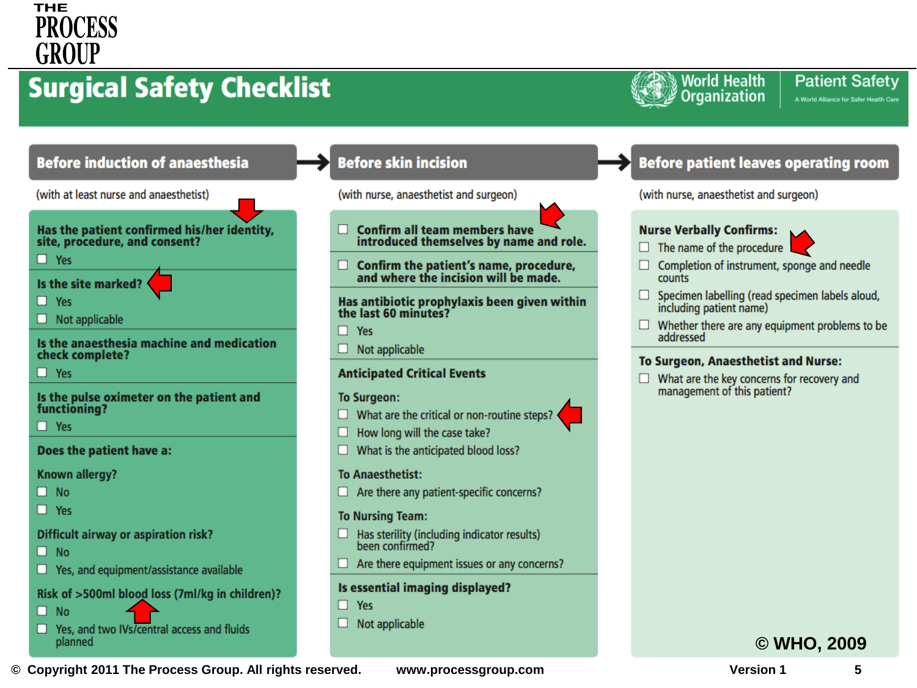# Surgical Safety Checklist

World Health Organization | Patient Safety — A World Alliance for Safer Health Care

## Before induction of anaesthesia

(with at least nurse and anaesthetist)

**Has the patient confirmed his/her identity, site, procedure, and consent?**
- ☐ Yes

**Is the site marked?**
- ☐ Yes
- ☐ Not applicable

**Is the anaesthesia machine and medication check complete?**
- ☐ Yes

**Is the pulse oximeter on the patient and functioning?**
- ☐ Yes

**Does the patient have a:**

**Known allergy?**
- ☐ No
- ☐ Yes

**Difficult airway or aspiration risk?**
- ☐ No
- ☐ Yes, and equipment/assistance available

**Risk of >500ml blood loss (7ml/kg in children)?**
- ☐ No
- ☐ Yes, and two IVs/central access and fluids planned

## Before skin incision

(with nurse, anaesthetist and surgeon)

- ☐ **Confirm all team members have introduced themselves by name and role.**
- ☐ **Confirm the patient's name, procedure, and where the incision will be made.**

**Has antibiotic prophylaxis been given within the last 60 minutes?**
- ☐ Yes
- ☐ Not applicable

**Anticipated Critical Events**

**To Surgeon:**
- ☐ What are the critical or non-routine steps?
- ☐ How long will the case take?
- ☐ What is the anticipated blood loss?

**To Anaesthetist:**
- ☐ Are there any patient-specific concerns?

**To Nursing Team:**
- ☐ Has sterility (including indicator results) been confirmed?
- ☐ Are there equipment issues or any concerns?

**Is essential imaging displayed?**
- ☐ Yes
- ☐ Not applicable

## Before patient leaves operating room

(with nurse, anaesthetist and surgeon)

**Nurse Verbally Confirms:**
- ☐ The name of the procedure
- ☐ Completion of instrument, sponge and needle counts
- ☐ Specimen labelling (read specimen labels aloud, including patient name)
- ☐ Whether there are any equipment problems to be addressed

**To Surgeon, Anaesthetist and Nurse:**
- ☐ What are the key concerns for recovery and management of this patient?

© WHO, 2009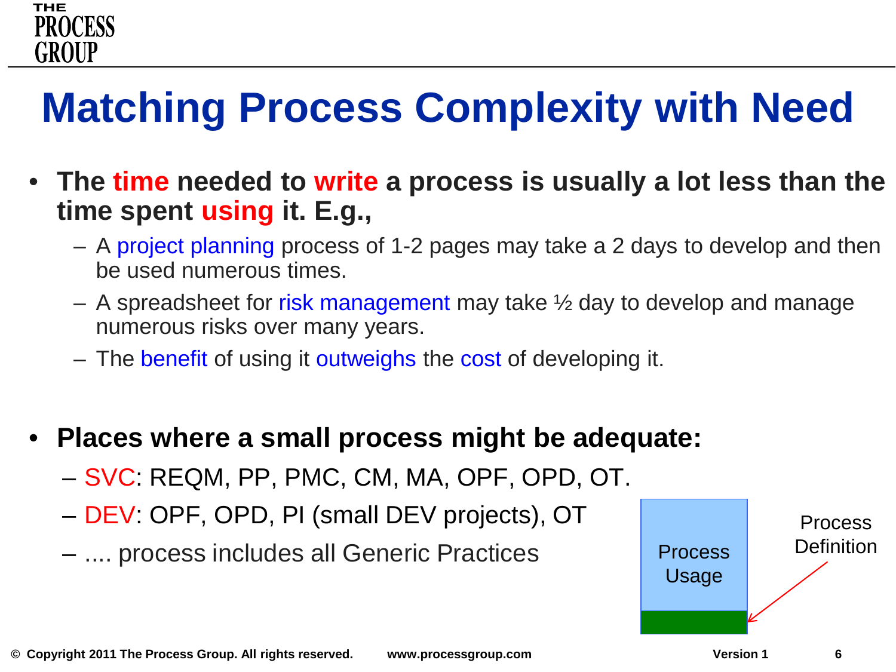# Matching Process Complexity with Need

- **The time needed to write a process is usually a lot less than the time spent using it. E.g.,**
  - A project planning process of 1-2 pages may take a 2 days to develop and then be used numerous times.
  - A spreadsheet for risk management may take ½ day to develop and manage numerous risks over many years.
  - The benefit of using it outweighs the cost of developing it.

- **Places where a small process might be adequate:**
  - SVC: REQM, PP, PMC, CM, MA, OPF, OPD, OT.
  - DEV: OPF, OPD, PI (small DEV projects), OT
  - .... process includes all Generic Practices

Process Usage

Process Definition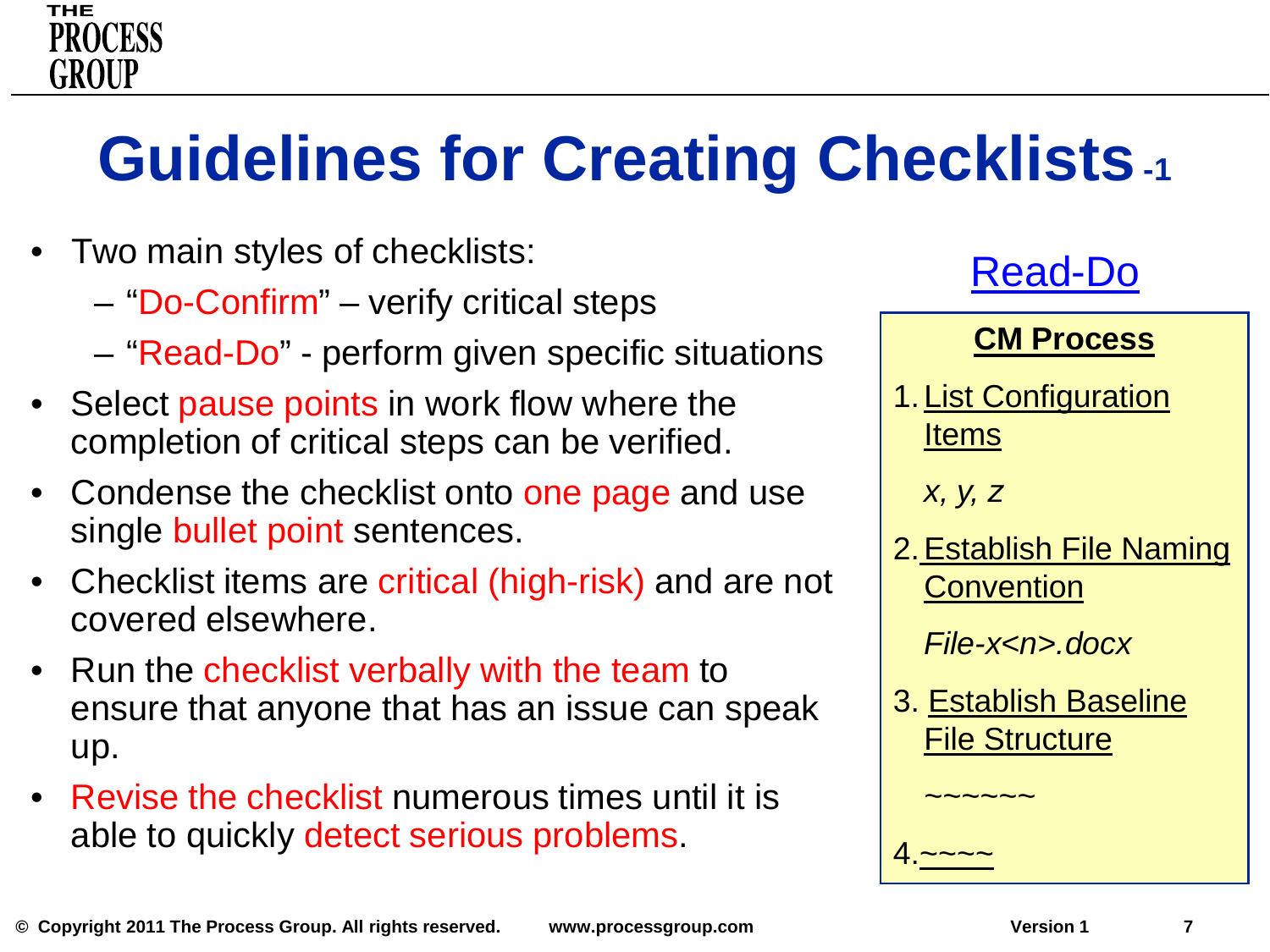# Guidelines for Creating Checklists -1

- Two main styles of checklists:
  - "Do-Confirm" – verify critical steps
  - "Read-Do" - perform given specific situations
- Select pause points in work flow where the completion of critical steps can be verified.
- Condense the checklist onto one page and use single bullet point sentences.
- Checklist items are critical (high-risk) and are not covered elsewhere.
- Run the checklist verbally with the team to ensure that anyone that has an issue can speak up.
- Revise the checklist numerous times until it is able to quickly detect serious problems.

Read-Do

**CM Process**

1. List Configuration Items

   *x, y, z*

2. Establish File Naming Convention

   *File-x<n>.docx*

3. Establish Baseline File Structure

   ~~~~~~

4. ~~~~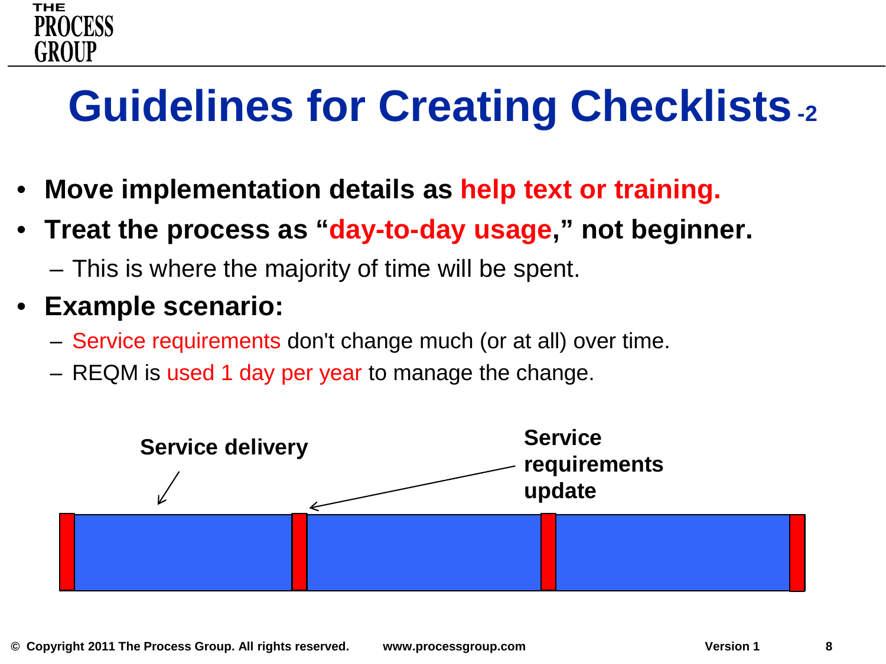# Guidelines for Creating Checklists -2

- **Move implementation details as help text or training.**
- **Treat the process as "day-to-day usage," not beginner.**
  - This is where the majority of time will be spent.
- **Example scenario:**
  - Service requirements don't change much (or at all) over time.
  - REQM is used 1 day per year to manage the change.

**Service delivery**

**Service requirements update**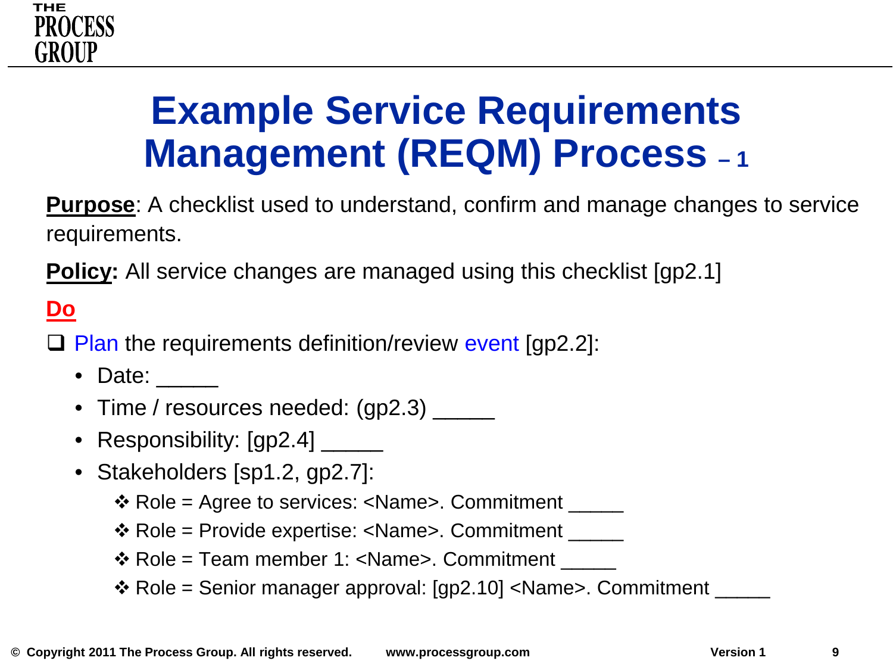# Example Service Requirements Management (REQM) Process – 1

**Purpose**: A checklist used to understand, confirm and manage changes to service requirements.

**Policy:** All service changes are managed using this checklist [gp2.1]

**Do**

- [ ] Plan the requirements definition/review event [gp2.2]:
  - Date: _____
  - Time / resources needed: (gp2.3) _____
  - Responsibility: [gp2.4] _____
  - Stakeholders [sp1.2, gp2.7]:
    - ❖ Role = Agree to services: <Name>. Commitment _____
    - ❖ Role = Provide expertise: <Name>. Commitment _____
    - ❖ Role = Team member 1: <Name>. Commitment _____
    - ❖ Role = Senior manager approval: [gp2.10] <Name>. Commitment _____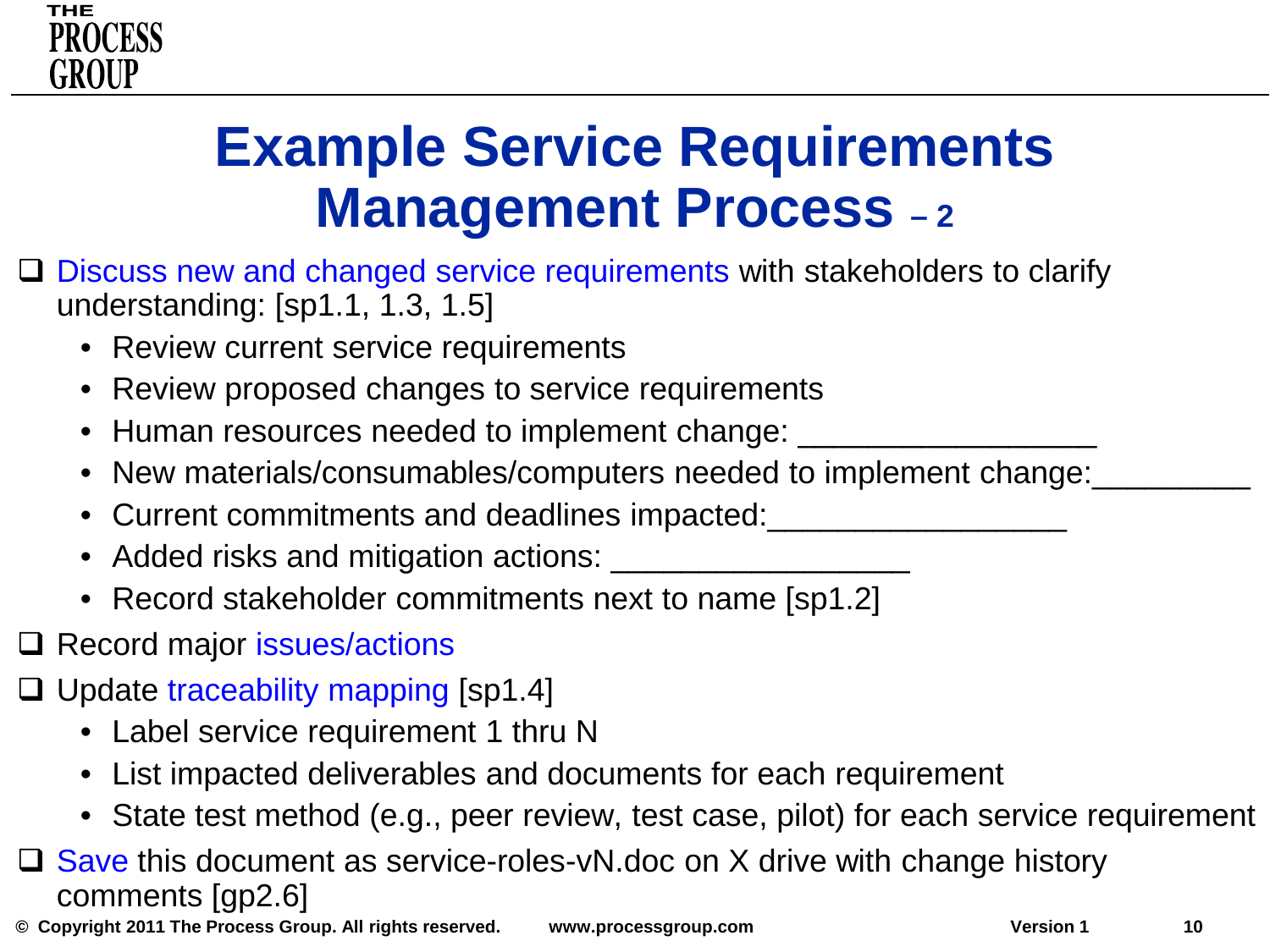# Example Service Requirements Management Process – 2

- [ ] Discuss new and changed service requirements with stakeholders to clarify understanding: [sp1.1, 1.3, 1.5]
  - Review current service requirements
  - Review proposed changes to service requirements
  - Human resources needed to implement change: ________________
  - New materials/consumables/computers needed to implement change:_________
  - Current commitments and deadlines impacted:________________
  - Added risks and mitigation actions: ________________
  - Record stakeholder commitments next to name [sp1.2]
- [ ] Record major issues/actions
- [ ] Update traceability mapping [sp1.4]
  - Label service requirement 1 thru N
  - List impacted deliverables and documents for each requirement
  - State test method (e.g., peer review, test case, pilot) for each service requirement
- [ ] Save this document as service-roles-vN.doc on X drive with change history comments [gp2.6]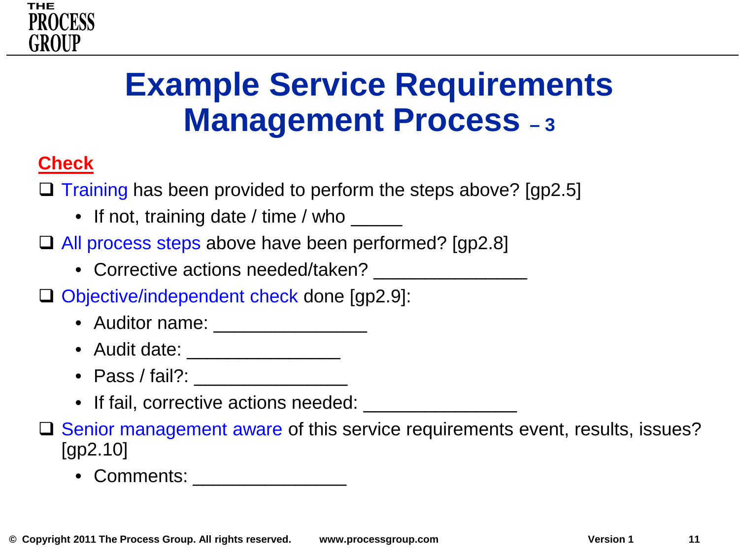# Example Service Requirements Management Process – 3

## Check

- [ ] Training has been provided to perform the steps above? [gp2.5]
  - If not, training date / time / who _____
- [ ] All process steps above have been performed? [gp2.8]
  - Corrective actions needed/taken? _______________
- [ ] Objective/independent check done [gp2.9]:
  - Auditor name: _______________
  - Audit date: _______________
  - Pass / fail?: _______________
  - If fail, corrective actions needed: _______________
- [ ] Senior management aware of this service requirements event, results, issues? [gp2.10]
  - Comments: _______________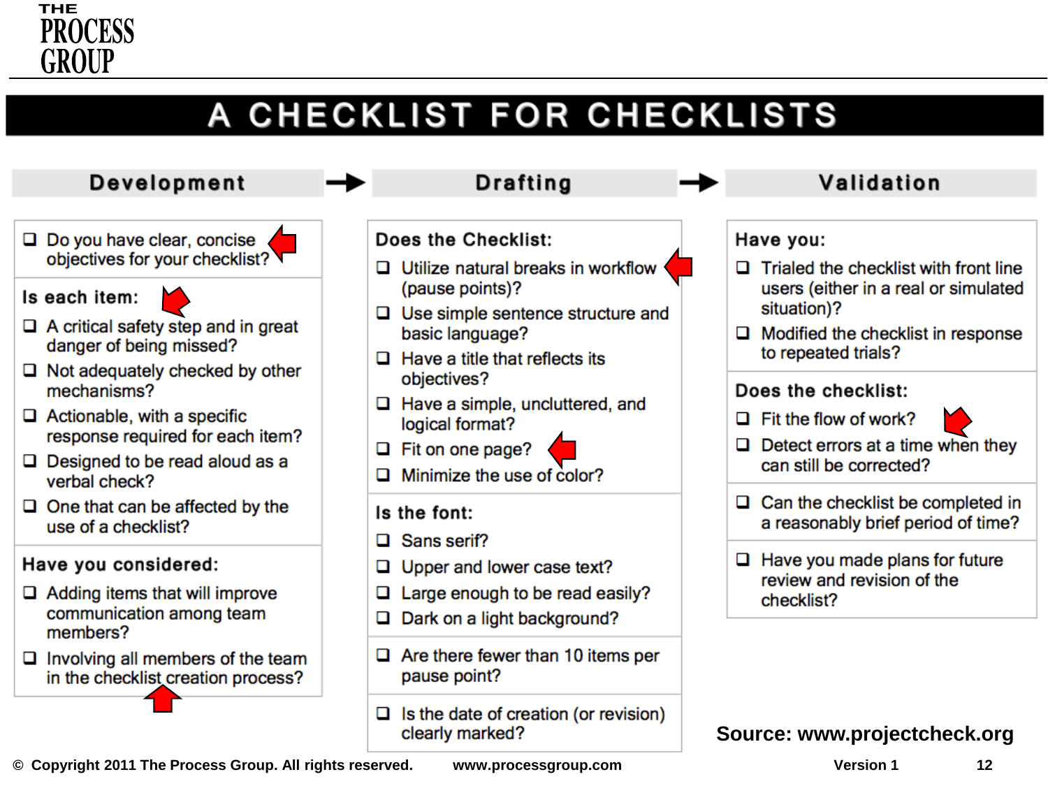# A CHECKLIST FOR CHECKLISTS

## Development → Drafting → Validation

### Development

- ❑ Do you have clear, concise objectives for your checklist?

**Is each item:**

- ❑ A critical safety step and in great danger of being missed?
- ❑ Not adequately checked by other mechanisms?
- ❑ Actionable, with a specific response required for each item?
- ❑ Designed to be read aloud as a verbal check?
- ❑ One that can be affected by the use of a checklist?

**Have you considered:**

- ❑ Adding items that will improve communication among team members?
- ❑ Involving all members of the team in the checklist creation process?

### Drafting

**Does the Checklist:**

- ❑ Utilize natural breaks in workflow (pause points)?
- ❑ Use simple sentence structure and basic language?
- ❑ Have a title that reflects its objectives?
- ❑ Have a simple, uncluttered, and logical format?
- ❑ Fit on one page?
- ❑ Minimize the use of color?

**Is the font:**

- ❑ Sans serif?
- ❑ Upper and lower case text?
- ❑ Large enough to be read easily?
- ❑ Dark on a light background?

- ❑ Are there fewer than 10 items per pause point?

- ❑ Is the date of creation (or revision) clearly marked?

### Validation

**Have you:**

- ❑ Trialed the checklist with front line users (either in a real or simulated situation)?
- ❑ Modified the checklist in response to repeated trials?

**Does the checklist:**

- ❑ Fit the flow of work?
- ❑ Detect errors at a time when they can still be corrected?

- ❑ Can the checklist be completed in a reasonably brief period of time?

- ❑ Have you made plans for future review and revision of the checklist?

**Source: www.projectcheck.org**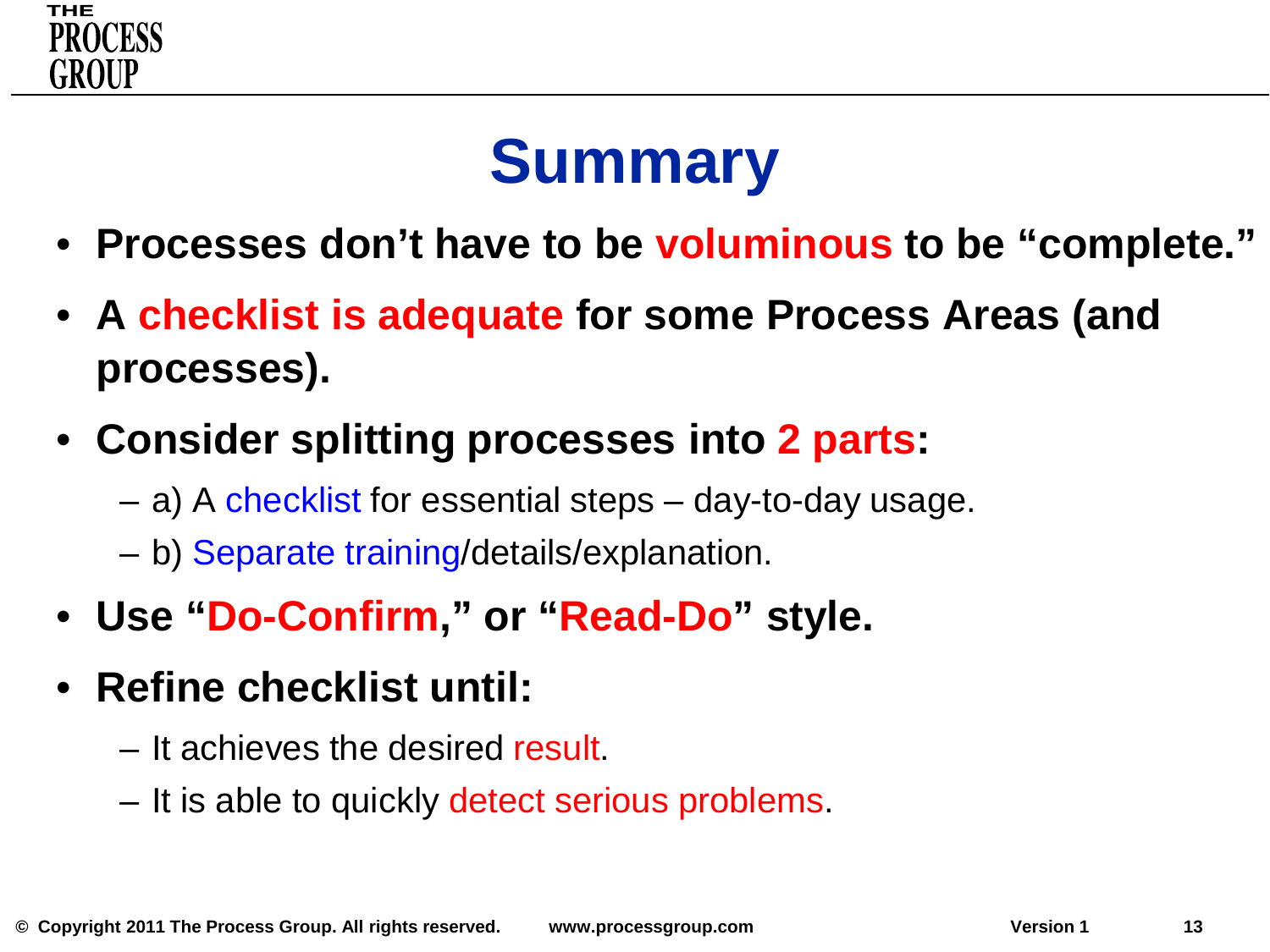# Summary

- **Processes don't have to be voluminous to be "complete."**
- **A checklist is adequate for some Process Areas (and processes).**
- **Consider splitting processes into 2 parts:**
  - a) A checklist for essential steps – day-to-day usage.
  - b) Separate training/details/explanation.
- **Use "Do-Confirm," or "Read-Do" style.**
- **Refine checklist until:**
  - It achieves the desired result.
  - It is able to quickly detect serious problems.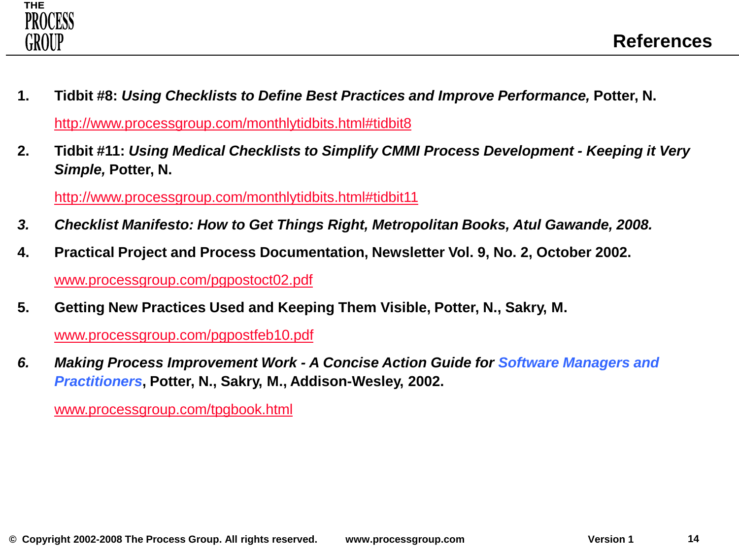# References

1. **Tidbit #8:** ***Using Checklists to Define Best Practices and Improve Performance,*** **Potter, N.**

   http://www.processgroup.com/monthlytidbits.html#tidbit8

2. **Tidbit #11:** ***Using Medical Checklists to Simplify CMMI Process Development - Keeping it Very Simple,*** **Potter, N.**

   http://www.processgroup.com/monthlytidbits.html#tidbit11

3. ***Checklist Manifesto: How to Get Things Right, Metropolitan Books, Atul Gawande, 2008.***

4. **Practical Project and Process Documentation, Newsletter Vol. 9, No. 2, October 2002.**

   www.processgroup.com/pgpostoct02.pdf

5. **Getting New Practices Used and Keeping Them Visible, Potter, N., Sakry, M.**

   www.processgroup.com/pgpostfeb10.pdf

6. ***Making Process Improvement Work - A Concise Action Guide for Software Managers and Practitioners*****, Potter, N., Sakry, M., Addison-Wesley, 2002.**

   www.processgroup.com/tpgbook.html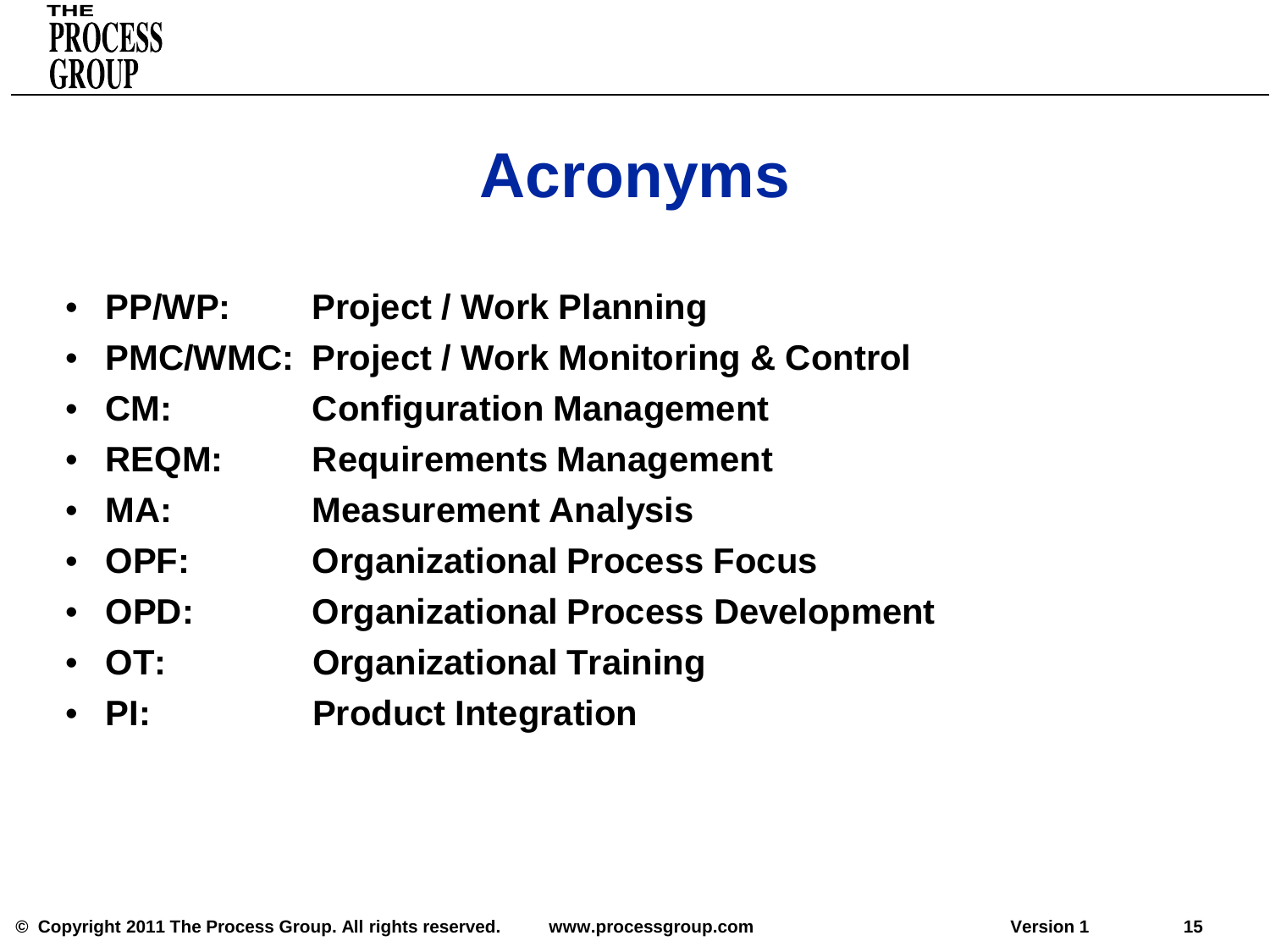# Acronyms

- **PP/WP:** **Project / Work Planning**
- **PMC/WMC:** **Project / Work Monitoring & Control**
- **CM:** **Configuration Management**
- **REQM:** **Requirements Management**
- **MA:** **Measurement Analysis**
- **OPF:** **Organizational Process Focus**
- **OPD:** **Organizational Process Development**
- **OT:** **Organizational Training**
- **PI:** **Product Integration**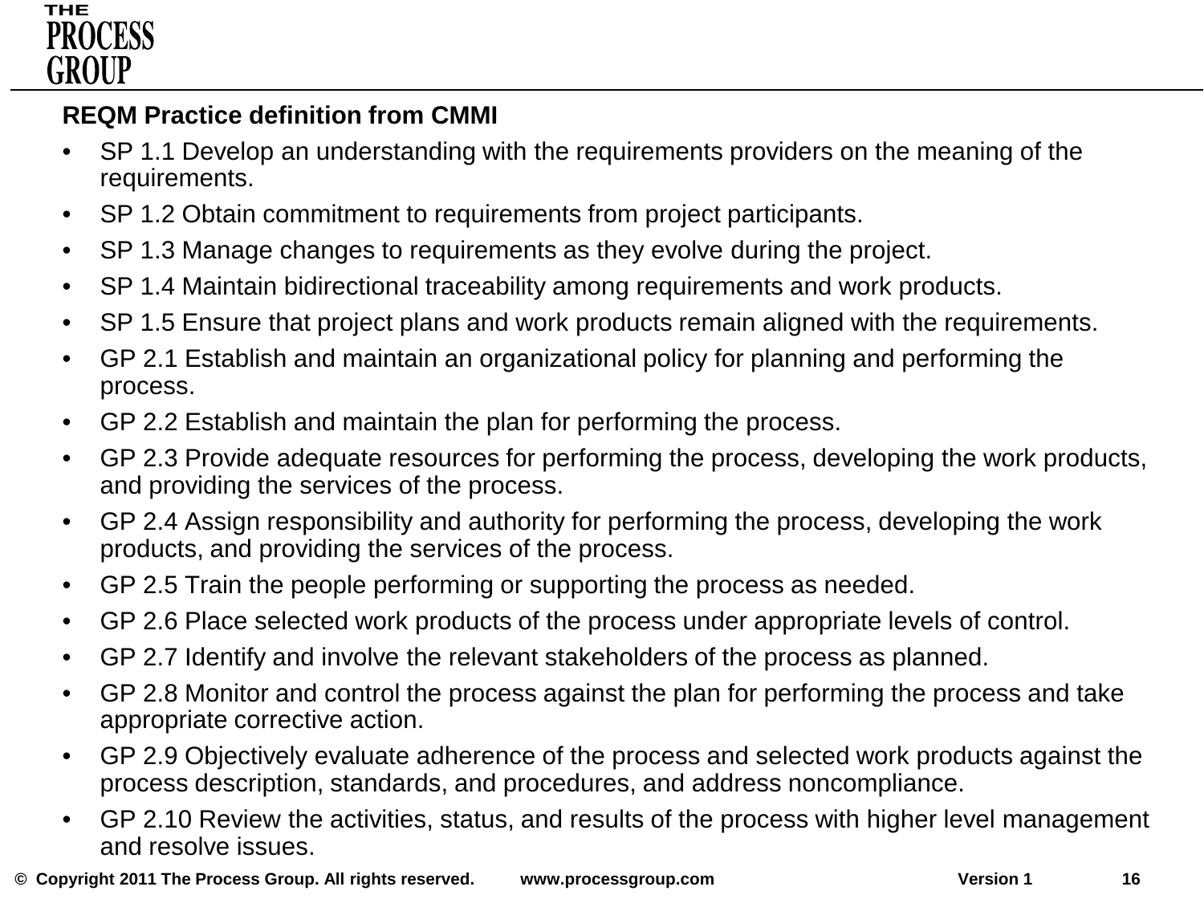## REQM Practice definition from CMMI

- SP 1.1 Develop an understanding with the requirements providers on the meaning of the requirements.
- SP 1.2 Obtain commitment to requirements from project participants.
- SP 1.3 Manage changes to requirements as they evolve during the project.
- SP 1.4 Maintain bidirectional traceability among requirements and work products.
- SP 1.5 Ensure that project plans and work products remain aligned with the requirements.
- GP 2.1 Establish and maintain an organizational policy for planning and performing the process.
- GP 2.2 Establish and maintain the plan for performing the process.
- GP 2.3 Provide adequate resources for performing the process, developing the work products, and providing the services of the process.
- GP 2.4 Assign responsibility and authority for performing the process, developing the work products, and providing the services of the process.
- GP 2.5 Train the people performing or supporting the process as needed.
- GP 2.6 Place selected work products of the process under appropriate levels of control.
- GP 2.7 Identify and involve the relevant stakeholders of the process as planned.
- GP 2.8 Monitor and control the process against the plan for performing the process and take appropriate corrective action.
- GP 2.9 Objectively evaluate adherence of the process and selected work products against the process description, standards, and procedures, and address noncompliance.
- GP 2.10 Review the activities, status, and results of the process with higher level management and resolve issues.